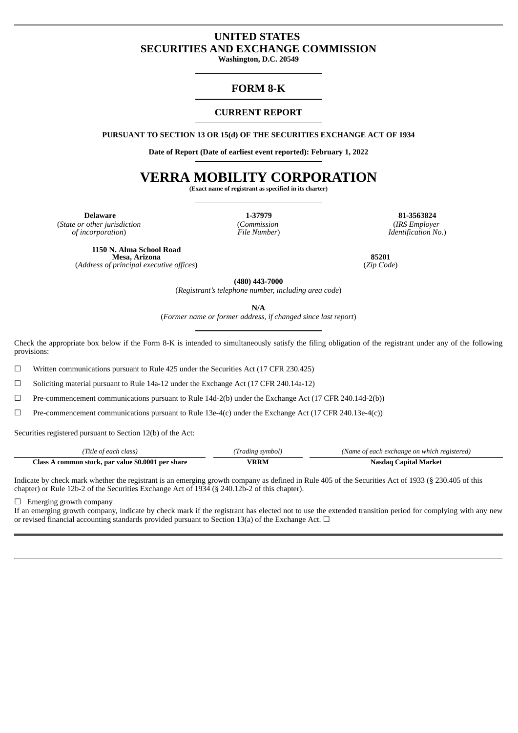# UNITED STATES
# SECURITIES AND EXCHANGE COMMISSION

**Washington, D.C. 20549**

## FORM 8-K

## CURRENT REPORT

**PURSUANT TO SECTION 13 OR 15(d) OF THE SECURITIES EXCHANGE ACT OF 1934**

**Date of Report (Date of earliest event reported): February 1, 2022**

# VERRA MOBILITY CORPORATION

**(Exact name of registrant as specified in its charter)**

| **Delaware** | **1-37979** | **81-3563824** |
|---|---|---|
| (*State or other jurisdiction of incorporation*) | (*Commission File Number*) | (*IRS Employer Identification No.*) |

| **1150 N. Alma School Road Mesa, Arizona** | **85201** |
|---|---|
| (*Address of principal executive offices*) | (*Zip Code*) |

**(480) 443-7000**
(*Registrant's telephone number, including area code*)

**N/A**
(*Former name or former address, if changed since last report*)

Check the appropriate box below if the Form 8-K is intended to simultaneously satisfy the filing obligation of the registrant under any of the following provisions:

☐ Written communications pursuant to Rule 425 under the Securities Act (17 CFR 230.425)

☐ Soliciting material pursuant to Rule 14a-12 under the Exchange Act (17 CFR 240.14a-12)

☐ Pre-commencement communications pursuant to Rule 14d-2(b) under the Exchange Act (17 CFR 240.14d-2(b))

☐ Pre-commencement communications pursuant to Rule 13e-4(c) under the Exchange Act (17 CFR 240.13e-4(c))

Securities registered pursuant to Section 12(b) of the Act:

| *(Title of each class)* | *(Trading symbol)* | *(Name of each exchange on which registered)* |
|---|---|---|
| **Class A common stock, par value $0.0001 per share** | **VRRM** | **Nasdaq Capital Market** |

Indicate by check mark whether the registrant is an emerging growth company as defined in Rule 405 of the Securities Act of 1933 (§ 230.405 of this chapter) or Rule 12b-2 of the Securities Exchange Act of 1934 (§ 240.12b-2 of this chapter).

☐ Emerging growth company

If an emerging growth company, indicate by check mark if the registrant has elected not to use the extended transition period for complying with any new or revised financial accounting standards provided pursuant to Section 13(a) of the Exchange Act. ☐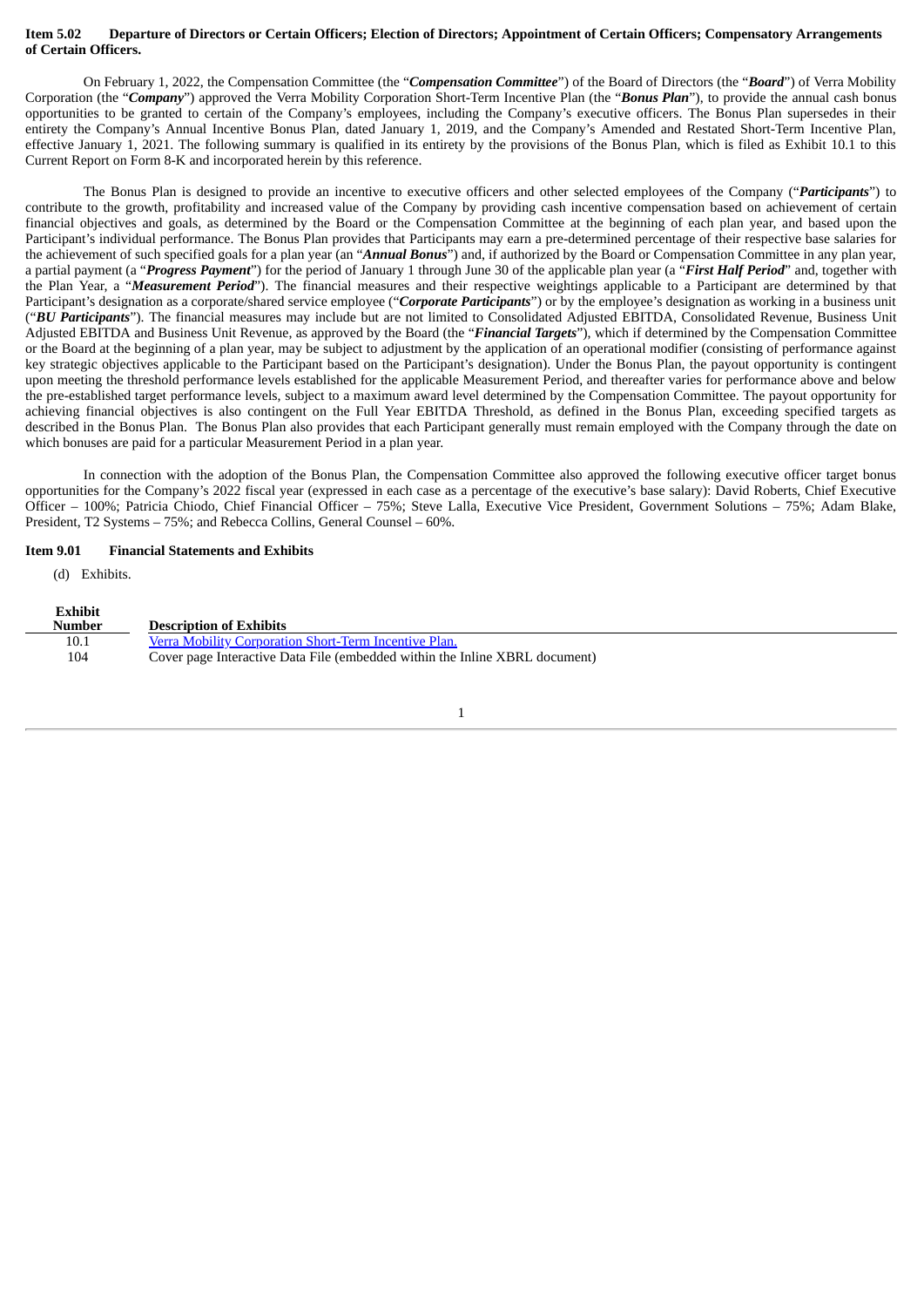**Item 5.02 Departure of Directors or Certain Officers; Election of Directors; Appointment of Certain Officers; Compensatory Arrangements of Certain Officers.**

On February 1, 2022, the Compensation Committee (the "***Compensation Committee***") of the Board of Directors (the "***Board***") of Verra Mobility Corporation (the "***Company***") approved the Verra Mobility Corporation Short-Term Incentive Plan (the "***Bonus Plan***"), to provide the annual cash bonus opportunities to be granted to certain of the Company's employees, including the Company's executive officers. The Bonus Plan supersedes in their entirety the Company's Annual Incentive Bonus Plan, dated January 1, 2019, and the Company's Amended and Restated Short-Term Incentive Plan, effective January 1, 2021. The following summary is qualified in its entirety by the provisions of the Bonus Plan, which is filed as Exhibit 10.1 to this Current Report on Form 8-K and incorporated herein by this reference.

The Bonus Plan is designed to provide an incentive to executive officers and other selected employees of the Company ("***Participants***") to contribute to the growth, profitability and increased value of the Company by providing cash incentive compensation based on achievement of certain financial objectives and goals, as determined by the Board or the Compensation Committee at the beginning of each plan year, and based upon the Participant's individual performance. The Bonus Plan provides that Participants may earn a pre-determined percentage of their respective base salaries for the achievement of such specified goals for a plan year (an "***Annual Bonus***") and, if authorized by the Board or Compensation Committee in any plan year, a partial payment (a "***Progress Payment***") for the period of January 1 through June 30 of the applicable plan year (a "***First Half Period***" and, together with the Plan Year, a "***Measurement Period***"). The financial measures and their respective weightings applicable to a Participant are determined by that Participant's designation as a corporate/shared service employee ("***Corporate Participants***") or by the employee's designation as working in a business unit ("***BU Participants***"). The financial measures may include but are not limited to Consolidated Adjusted EBITDA, Consolidated Revenue, Business Unit Adjusted EBITDA and Business Unit Revenue, as approved by the Board (the "***Financial Targets***"), which if determined by the Compensation Committee or the Board at the beginning of a plan year, may be subject to adjustment by the application of an operational modifier (consisting of performance against key strategic objectives applicable to the Participant based on the Participant's designation). Under the Bonus Plan, the payout opportunity is contingent upon meeting the threshold performance levels established for the applicable Measurement Period, and thereafter varies for performance above and below the pre-established target performance levels, subject to a maximum award level determined by the Compensation Committee. The payout opportunity for achieving financial objectives is also contingent on the Full Year EBITDA Threshold, as defined in the Bonus Plan, exceeding specified targets as described in the Bonus Plan. The Bonus Plan also provides that each Participant generally must remain employed with the Company through the date on which bonuses are paid for a particular Measurement Period in a plan year.

In connection with the adoption of the Bonus Plan, the Compensation Committee also approved the following executive officer target bonus opportunities for the Company's 2022 fiscal year (expressed in each case as a percentage of the executive's base salary): David Roberts, Chief Executive Officer – 100%; Patricia Chiodo, Chief Financial Officer – 75%; Steve Lalla, Executive Vice President, Government Solutions – 75%; Adam Blake, President, T2 Systems – 75%; and Rebecca Collins, General Counsel – 60%.

**Item 9.01 Financial Statements and Exhibits**

(d) Exhibits.

| Exhibit Number | Description of Exhibits |
|---|---|
| 10.1 | Verra Mobility Corporation Short-Term Incentive Plan. |
| 104 | Cover page Interactive Data File (embedded within the Inline XBRL document) |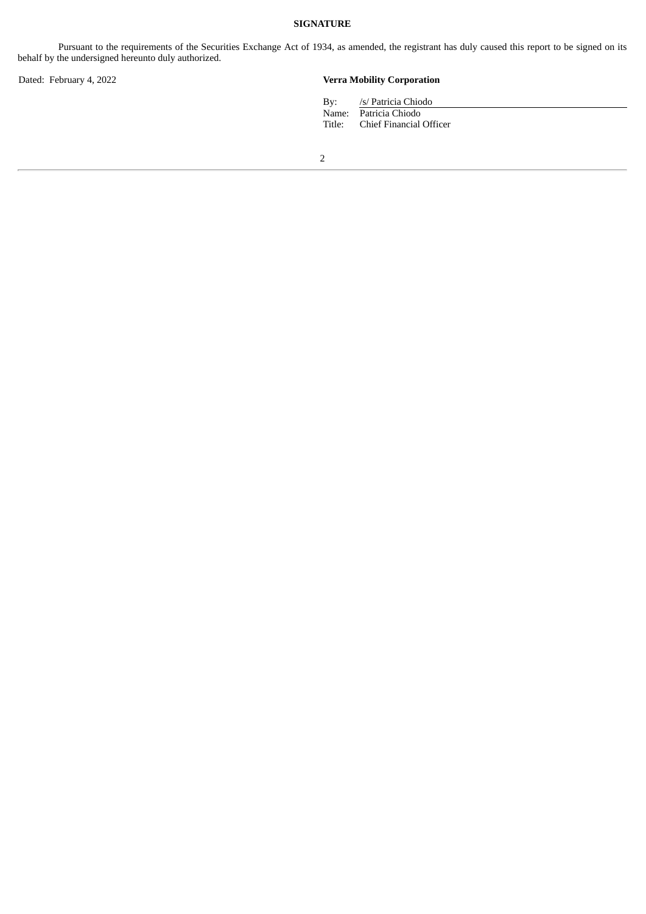**SIGNATURE**

Pursuant to the requirements of the Securities Exchange Act of 1934, as amended, the registrant has duly caused this report to be signed on its behalf by the undersigned hereunto duly authorized.

Dated: February 4, 2022

**Verra Mobility Corporation**

By: /s/ Patricia Chiodo
Name: Patricia Chiodo
Title: Chief Financial Officer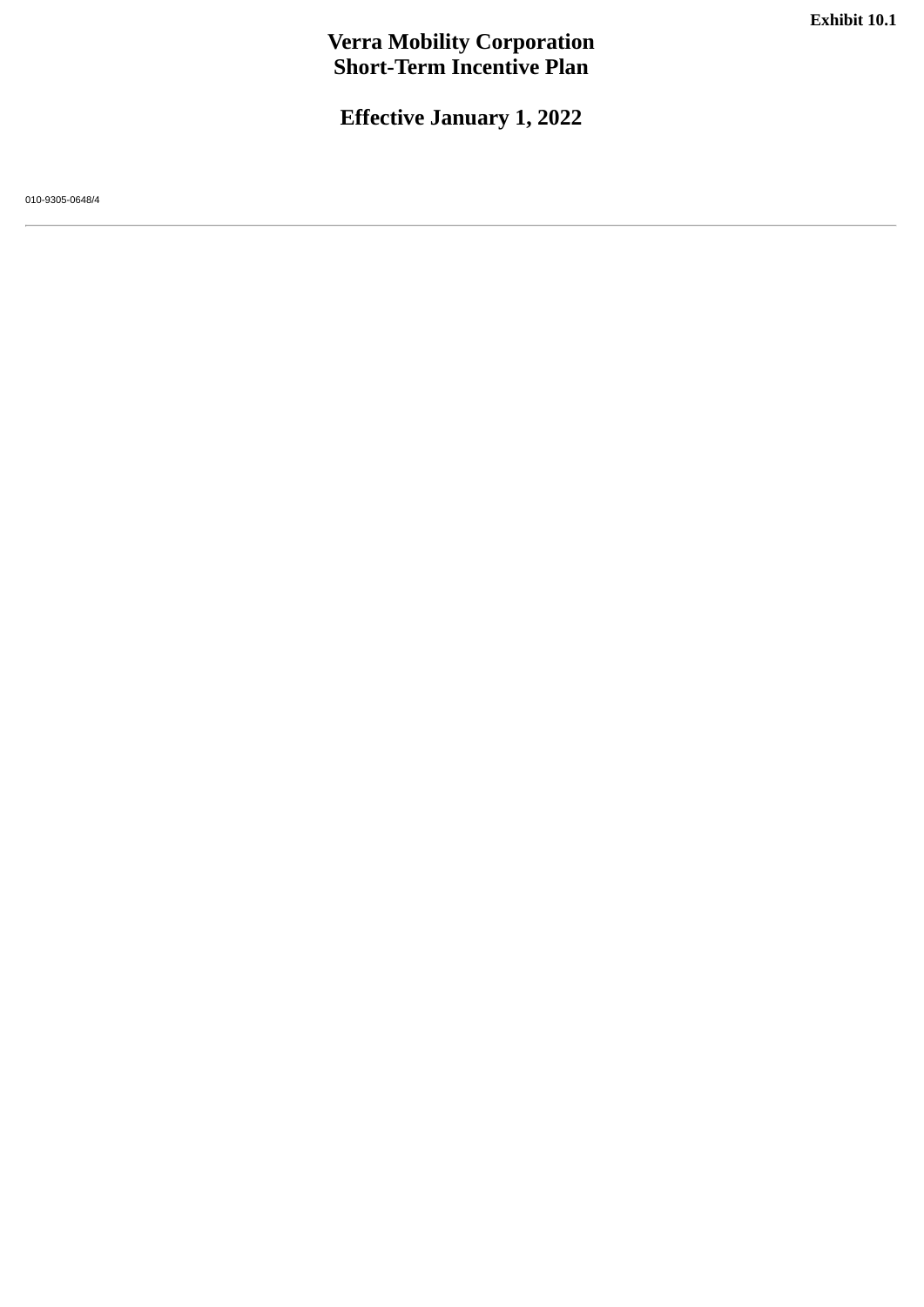**Exhibit 10.1**

# Verra Mobility Corporation
# Short-Term Incentive Plan

## Effective January 1, 2022

010-9305-0648/4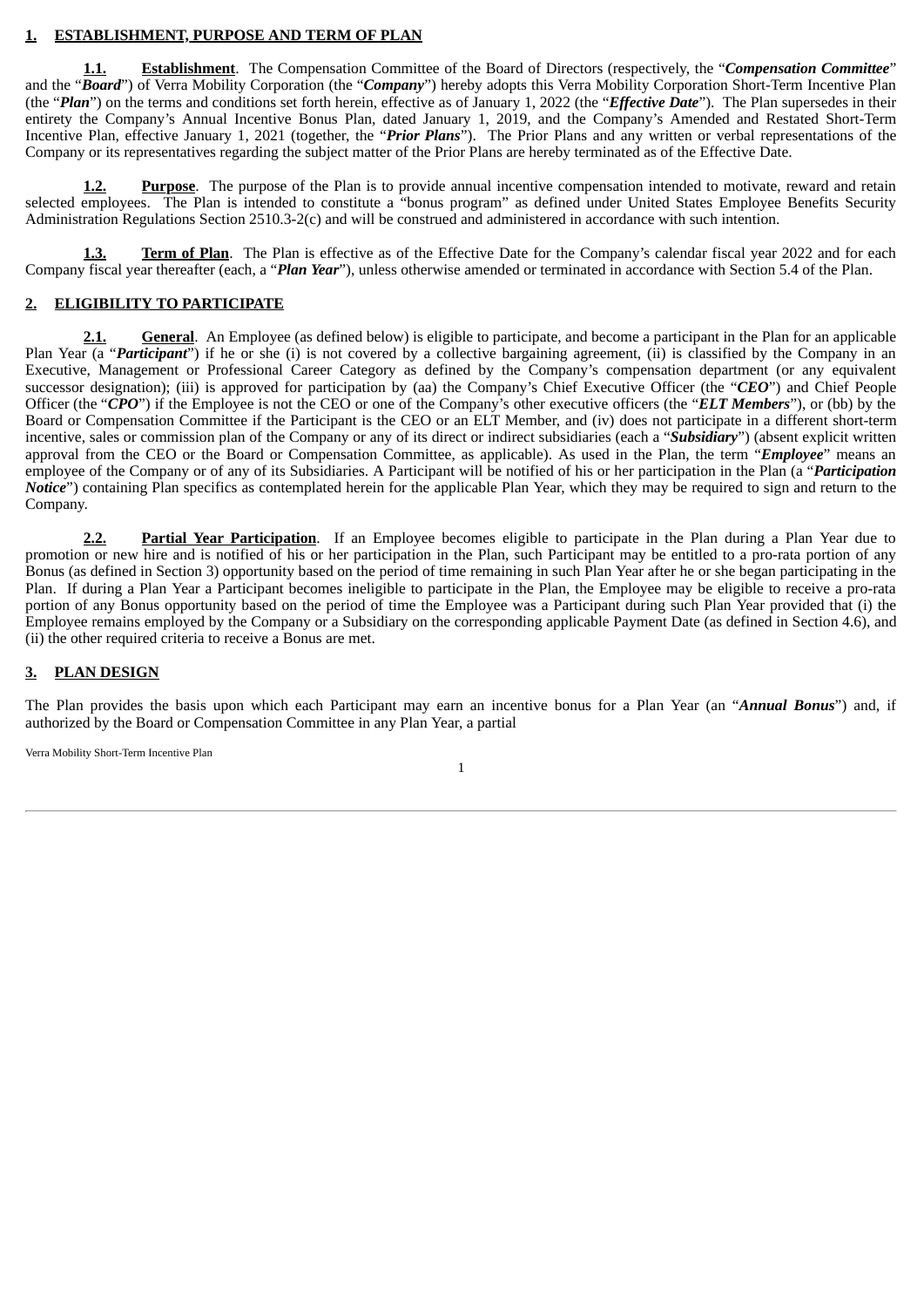## 1. ESTABLISHMENT, PURPOSE AND TERM OF PLAN

**1.1. Establishment**. The Compensation Committee of the Board of Directors (respectively, the "***Compensation Committee***" and the "***Board***") of Verra Mobility Corporation (the "***Company***") hereby adopts this Verra Mobility Corporation Short-Term Incentive Plan (the "***Plan***") on the terms and conditions set forth herein, effective as of January 1, 2022 (the "***Effective Date***"). The Plan supersedes in their entirety the Company's Annual Incentive Bonus Plan, dated January 1, 2019, and the Company's Amended and Restated Short-Term Incentive Plan, effective January 1, 2021 (together, the "***Prior Plans***"). The Prior Plans and any written or verbal representations of the Company or its representatives regarding the subject matter of the Prior Plans are hereby terminated as of the Effective Date.

**1.2. Purpose**. The purpose of the Plan is to provide annual incentive compensation intended to motivate, reward and retain selected employees. The Plan is intended to constitute a "bonus program" as defined under United States Employee Benefits Security Administration Regulations Section 2510.3-2(c) and will be construed and administered in accordance with such intention.

**1.3. Term of Plan**. The Plan is effective as of the Effective Date for the Company's calendar fiscal year 2022 and for each Company fiscal year thereafter (each, a "***Plan Year***"), unless otherwise amended or terminated in accordance with Section 5.4 of the Plan.

## 2. ELIGIBILITY TO PARTICIPATE

**2.1. General**. An Employee (as defined below) is eligible to participate, and become a participant in the Plan for an applicable Plan Year (a "***Participant***") if he or she (i) is not covered by a collective bargaining agreement, (ii) is classified by the Company in an Executive, Management or Professional Career Category as defined by the Company's compensation department (or any equivalent successor designation); (iii) is approved for participation by (aa) the Company's Chief Executive Officer (the "***CEO***") and Chief People Officer (the "***CPO***") if the Employee is not the CEO or one of the Company's other executive officers (the "***ELT Members***"), or (bb) by the Board or Compensation Committee if the Participant is the CEO or an ELT Member, and (iv) does not participate in a different short-term incentive, sales or commission plan of the Company or any of its direct or indirect subsidiaries (each a "***Subsidiary***") (absent explicit written approval from the CEO or the Board or Compensation Committee, as applicable). As used in the Plan, the term "***Employee***" means an employee of the Company or of any of its Subsidiaries. A Participant will be notified of his or her participation in the Plan (a "***Participation Notice***") containing Plan specifics as contemplated herein for the applicable Plan Year, which they may be required to sign and return to the Company.

**2.2. Partial Year Participation**. If an Employee becomes eligible to participate in the Plan during a Plan Year due to promotion or new hire and is notified of his or her participation in the Plan, such Participant may be entitled to a pro-rata portion of any Bonus (as defined in Section 3) opportunity based on the period of time remaining in such Plan Year after he or she began participating in the Plan. If during a Plan Year a Participant becomes ineligible to participate in the Plan, the Employee may be eligible to receive a pro-rata portion of any Bonus opportunity based on the period of time the Employee was a Participant during such Plan Year provided that (i) the Employee remains employed by the Company or a Subsidiary on the corresponding applicable Payment Date (as defined in Section 4.6), and (ii) the other required criteria to receive a Bonus are met.

## 3. PLAN DESIGN

The Plan provides the basis upon which each Participant may earn an incentive bonus for a Plan Year (an "***Annual Bonus***") and, if authorized by the Board or Compensation Committee in any Plan Year, a partial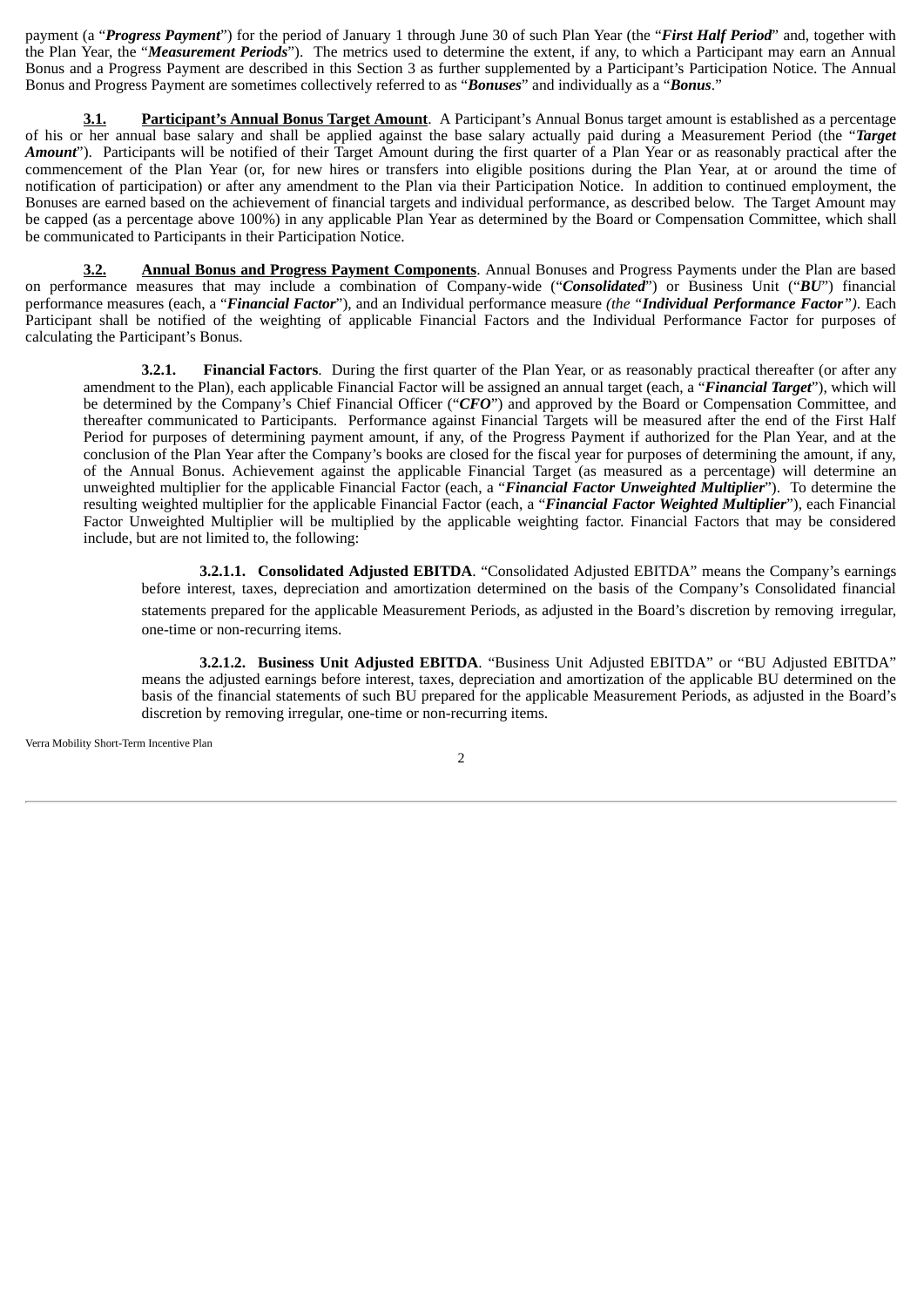payment (a "***Progress Payment***") for the period of January 1 through June 30 of such Plan Year (the "***First Half Period***" and, together with the Plan Year, the "***Measurement Periods***"). The metrics used to determine the extent, if any, to which a Participant may earn an Annual Bonus and a Progress Payment are described in this Section 3 as further supplemented by a Participant's Participation Notice. The Annual Bonus and Progress Payment are sometimes collectively referred to as "***Bonuses***" and individually as a "***Bonus***."

**3.1. Participant's Annual Bonus Target Amount**. A Participant's Annual Bonus target amount is established as a percentage of his or her annual base salary and shall be applied against the base salary actually paid during a Measurement Period (the "***Target Amount***"). Participants will be notified of their Target Amount during the first quarter of a Plan Year or as reasonably practical after the commencement of the Plan Year (or, for new hires or transfers into eligible positions during the Plan Year, at or around the time of notification of participation) or after any amendment to the Plan via their Participation Notice. In addition to continued employment, the Bonuses are earned based on the achievement of financial targets and individual performance, as described below. The Target Amount may be capped (as a percentage above 100%) in any applicable Plan Year as determined by the Board or Compensation Committee, which shall be communicated to Participants in their Participation Notice.

**3.2. Annual Bonus and Progress Payment Components**. Annual Bonuses and Progress Payments under the Plan are based on performance measures that may include a combination of Company-wide ("***Consolidated***") or Business Unit ("***BU***") financial performance measures (each, a "***Financial Factor***"), and an Individual performance measure *(the "**Individual Performance Factor**")*. Each Participant shall be notified of the weighting of applicable Financial Factors and the Individual Performance Factor for purposes of calculating the Participant's Bonus.

**3.2.1. Financial Factors**. During the first quarter of the Plan Year, or as reasonably practical thereafter (or after any amendment to the Plan), each applicable Financial Factor will be assigned an annual target (each, a "***Financial Target***"), which will be determined by the Company's Chief Financial Officer ("***CFO***") and approved by the Board or Compensation Committee, and thereafter communicated to Participants. Performance against Financial Targets will be measured after the end of the First Half Period for purposes of determining payment amount, if any, of the Progress Payment if authorized for the Plan Year, and at the conclusion of the Plan Year after the Company's books are closed for the fiscal year for purposes of determining the amount, if any, of the Annual Bonus. Achievement against the applicable Financial Target (as measured as a percentage) will determine an unweighted multiplier for the applicable Financial Factor (each, a "***Financial Factor Unweighted Multiplier***"). To determine the resulting weighted multiplier for the applicable Financial Factor (each, a "***Financial Factor Weighted Multiplier***"), each Financial Factor Unweighted Multiplier will be multiplied by the applicable weighting factor. Financial Factors that may be considered include, but are not limited to, the following:

**3.2.1.1. Consolidated Adjusted EBITDA**. "Consolidated Adjusted EBITDA" means the Company's earnings before interest, taxes, depreciation and amortization determined on the basis of the Company's Consolidated financial statements prepared for the applicable Measurement Periods, as adjusted in the Board's discretion by removing irregular, one-time or non-recurring items.

**3.2.1.2. Business Unit Adjusted EBITDA**. "Business Unit Adjusted EBITDA" or "BU Adjusted EBITDA" means the adjusted earnings before interest, taxes, depreciation and amortization of the applicable BU determined on the basis of the financial statements of such BU prepared for the applicable Measurement Periods, as adjusted in the Board's discretion by removing irregular, one-time or non-recurring items.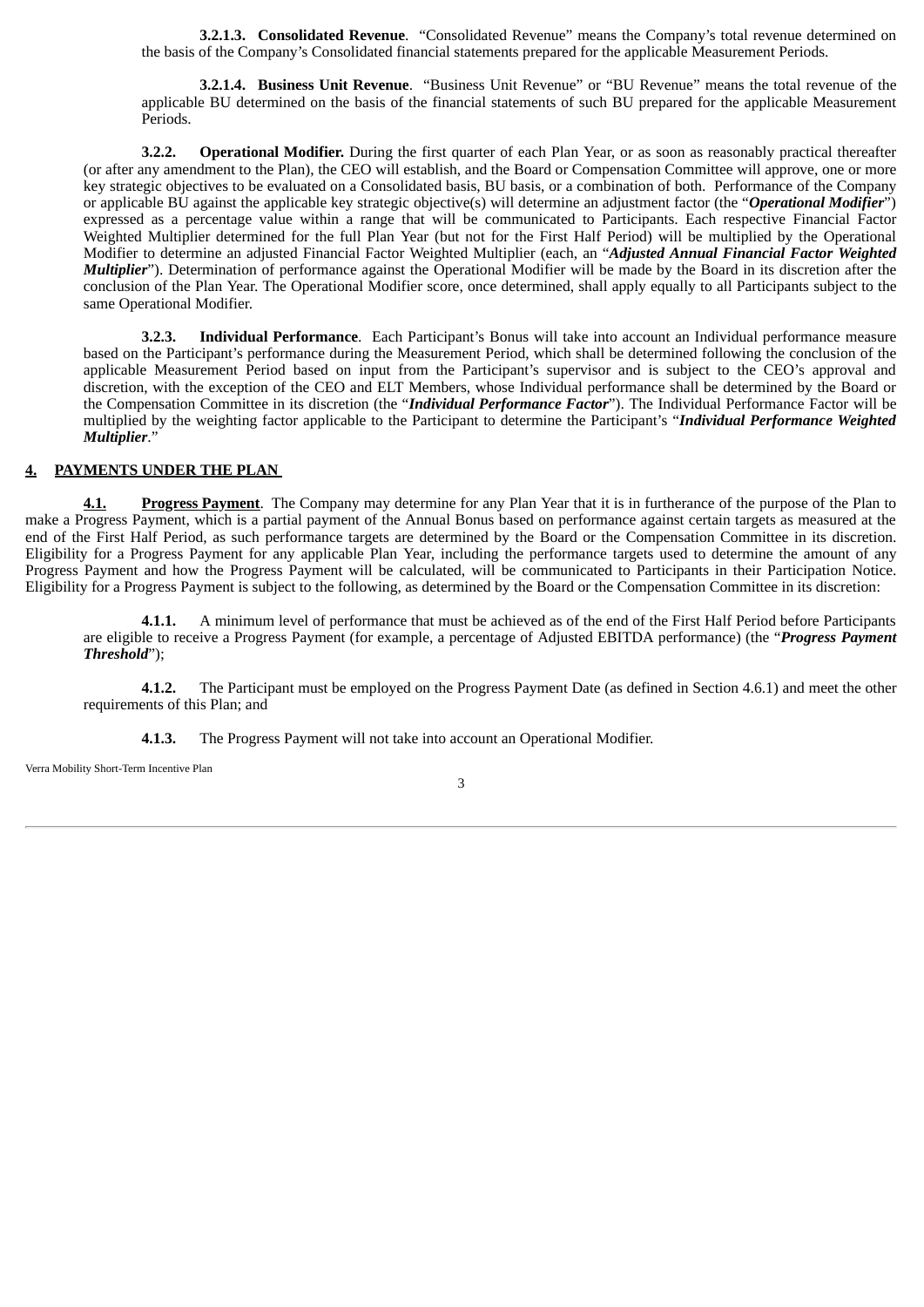**3.2.1.3. Consolidated Revenue**. "Consolidated Revenue" means the Company's total revenue determined on the basis of the Company's Consolidated financial statements prepared for the applicable Measurement Periods.

**3.2.1.4. Business Unit Revenue**. "Business Unit Revenue" or "BU Revenue" means the total revenue of the applicable BU determined on the basis of the financial statements of such BU prepared for the applicable Measurement Periods.

**3.2.2. Operational Modifier.** During the first quarter of each Plan Year, or as soon as reasonably practical thereafter (or after any amendment to the Plan), the CEO will establish, and the Board or Compensation Committee will approve, one or more key strategic objectives to be evaluated on a Consolidated basis, BU basis, or a combination of both. Performance of the Company or applicable BU against the applicable key strategic objective(s) will determine an adjustment factor (the "***Operational Modifier***") expressed as a percentage value within a range that will be communicated to Participants. Each respective Financial Factor Weighted Multiplier determined for the full Plan Year (but not for the First Half Period) will be multiplied by the Operational Modifier to determine an adjusted Financial Factor Weighted Multiplier (each, an "***Adjusted Annual Financial Factor Weighted Multiplier***"). Determination of performance against the Operational Modifier will be made by the Board in its discretion after the conclusion of the Plan Year. The Operational Modifier score, once determined, shall apply equally to all Participants subject to the same Operational Modifier.

**3.2.3. Individual Performance**. Each Participant's Bonus will take into account an Individual performance measure based on the Participant's performance during the Measurement Period, which shall be determined following the conclusion of the applicable Measurement Period based on input from the Participant's supervisor and is subject to the CEO's approval and discretion, with the exception of the CEO and ELT Members, whose Individual performance shall be determined by the Board or the Compensation Committee in its discretion (the "***Individual Performance Factor***"). The Individual Performance Factor will be multiplied by the weighting factor applicable to the Participant to determine the Participant's "***Individual Performance Weighted Multiplier***."

## 4. PAYMENTS UNDER THE PLAN

**4.1. Progress Payment**. The Company may determine for any Plan Year that it is in furtherance of the purpose of the Plan to make a Progress Payment, which is a partial payment of the Annual Bonus based on performance against certain targets as measured at the end of the First Half Period, as such performance targets are determined by the Board or the Compensation Committee in its discretion. Eligibility for a Progress Payment for any applicable Plan Year, including the performance targets used to determine the amount of any Progress Payment and how the Progress Payment will be calculated, will be communicated to Participants in their Participation Notice. Eligibility for a Progress Payment is subject to the following, as determined by the Board or the Compensation Committee in its discretion:

**4.1.1.** A minimum level of performance that must be achieved as of the end of the First Half Period before Participants are eligible to receive a Progress Payment (for example, a percentage of Adjusted EBITDA performance) (the "***Progress Payment Threshold***");

**4.1.2.** The Participant must be employed on the Progress Payment Date (as defined in Section 4.6.1) and meet the other requirements of this Plan; and

**4.1.3.** The Progress Payment will not take into account an Operational Modifier.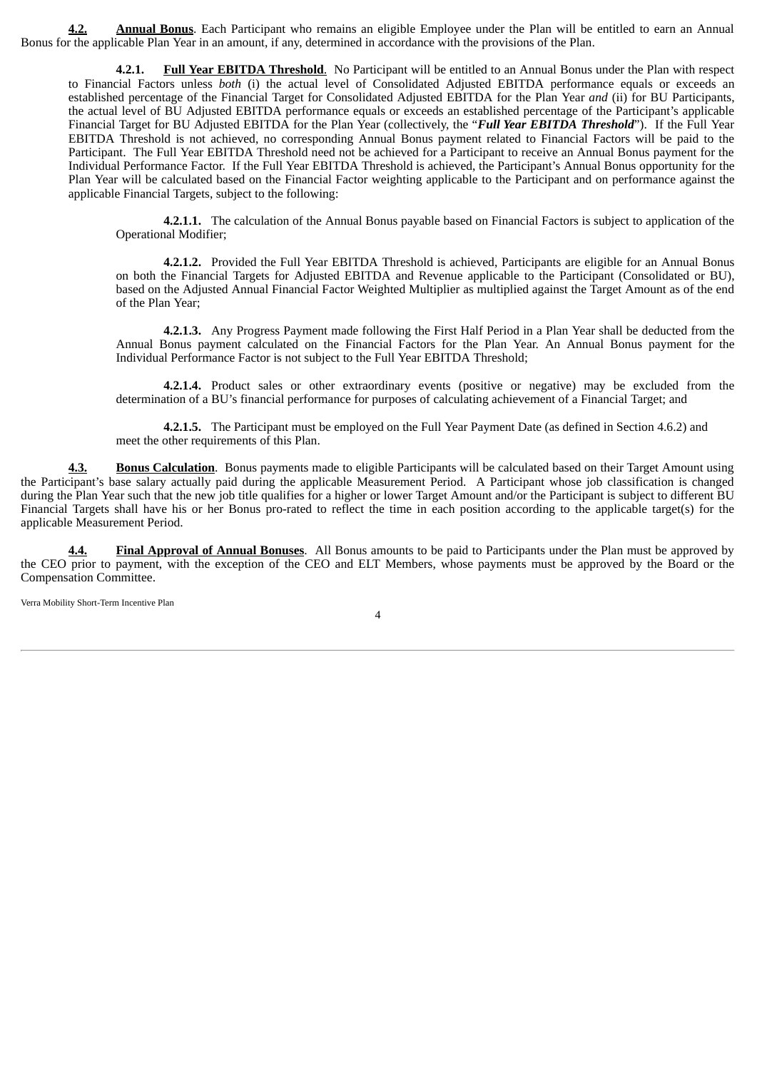**4.2.** **Annual Bonus**. Each Participant who remains an eligible Employee under the Plan will be entitled to earn an Annual Bonus for the applicable Plan Year in an amount, if any, determined in accordance with the provisions of the Plan.

**4.2.1.** **Full Year EBITDA Threshold**. No Participant will be entitled to an Annual Bonus under the Plan with respect to Financial Factors unless *both* (i) the actual level of Consolidated Adjusted EBITDA performance equals or exceeds an established percentage of the Financial Target for Consolidated Adjusted EBITDA for the Plan Year *and* (ii) for BU Participants, the actual level of BU Adjusted EBITDA performance equals or exceeds an established percentage of the Participant's applicable Financial Target for BU Adjusted EBITDA for the Plan Year (collectively, the "***Full Year EBITDA Threshold***"). If the Full Year EBITDA Threshold is not achieved, no corresponding Annual Bonus payment related to Financial Factors will be paid to the Participant. The Full Year EBITDA Threshold need not be achieved for a Participant to receive an Annual Bonus payment for the Individual Performance Factor. If the Full Year EBITDA Threshold is achieved, the Participant's Annual Bonus opportunity for the Plan Year will be calculated based on the Financial Factor weighting applicable to the Participant and on performance against the applicable Financial Targets, subject to the following:

**4.2.1.1.** The calculation of the Annual Bonus payable based on Financial Factors is subject to application of the Operational Modifier;

**4.2.1.2.** Provided the Full Year EBITDA Threshold is achieved, Participants are eligible for an Annual Bonus on both the Financial Targets for Adjusted EBITDA and Revenue applicable to the Participant (Consolidated or BU), based on the Adjusted Annual Financial Factor Weighted Multiplier as multiplied against the Target Amount as of the end of the Plan Year;

**4.2.1.3.** Any Progress Payment made following the First Half Period in a Plan Year shall be deducted from the Annual Bonus payment calculated on the Financial Factors for the Plan Year. An Annual Bonus payment for the Individual Performance Factor is not subject to the Full Year EBITDA Threshold;

**4.2.1.4.** Product sales or other extraordinary events (positive or negative) may be excluded from the determination of a BU's financial performance for purposes of calculating achievement of a Financial Target; and

**4.2.1.5.** The Participant must be employed on the Full Year Payment Date (as defined in Section 4.6.2) and meet the other requirements of this Plan.

**4.3.** **Bonus Calculation**. Bonus payments made to eligible Participants will be calculated based on their Target Amount using the Participant's base salary actually paid during the applicable Measurement Period. A Participant whose job classification is changed during the Plan Year such that the new job title qualifies for a higher or lower Target Amount and/or the Participant is subject to different BU Financial Targets shall have his or her Bonus pro-rated to reflect the time in each position according to the applicable target(s) for the applicable Measurement Period.

**4.4.** **Final Approval of Annual Bonuses**. All Bonus amounts to be paid to Participants under the Plan must be approved by the CEO prior to payment, with the exception of the CEO and ELT Members, whose payments must be approved by the Board or the Compensation Committee.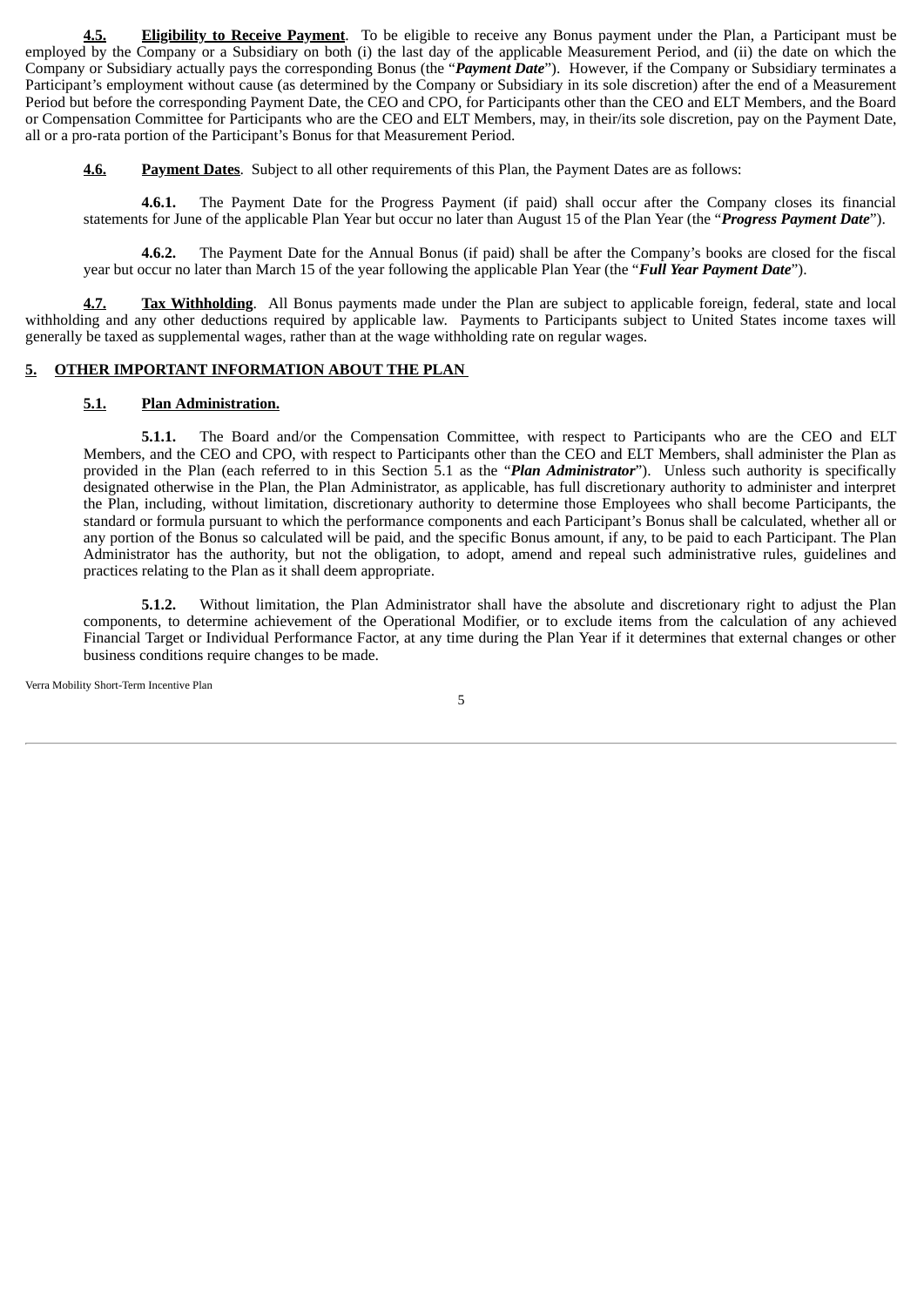**4.5.** **Eligibility to Receive Payment**. To be eligible to receive any Bonus payment under the Plan, a Participant must be employed by the Company or a Subsidiary on both (i) the last day of the applicable Measurement Period, and (ii) the date on which the Company or Subsidiary actually pays the corresponding Bonus (the "***Payment Date***"). However, if the Company or Subsidiary terminates a Participant's employment without cause (as determined by the Company or Subsidiary in its sole discretion) after the end of a Measurement Period but before the corresponding Payment Date, the CEO and CPO, for Participants other than the CEO and ELT Members, and the Board or Compensation Committee for Participants who are the CEO and ELT Members, may, in their/its sole discretion, pay on the Payment Date, all or a pro-rata portion of the Participant's Bonus for that Measurement Period.

**4.6.** **Payment Dates**. Subject to all other requirements of this Plan, the Payment Dates are as follows:

**4.6.1.** The Payment Date for the Progress Payment (if paid) shall occur after the Company closes its financial statements for June of the applicable Plan Year but occur no later than August 15 of the Plan Year (the "***Progress Payment Date***").

**4.6.2.** The Payment Date for the Annual Bonus (if paid) shall be after the Company's books are closed for the fiscal year but occur no later than March 15 of the year following the applicable Plan Year (the "***Full Year Payment Date***").

**4.7.** **Tax Withholding**. All Bonus payments made under the Plan are subject to applicable foreign, federal, state and local withholding and any other deductions required by applicable law. Payments to Participants subject to United States income taxes will generally be taxed as supplemental wages, rather than at the wage withholding rate on regular wages.

## 5. OTHER IMPORTANT INFORMATION ABOUT THE PLAN

### 5.1. Plan Administration.

**5.1.1.** The Board and/or the Compensation Committee, with respect to Participants who are the CEO and ELT Members, and the CEO and CPO, with respect to Participants other than the CEO and ELT Members, shall administer the Plan as provided in the Plan (each referred to in this Section 5.1 as the "***Plan Administrator***"). Unless such authority is specifically designated otherwise in the Plan, the Plan Administrator, as applicable, has full discretionary authority to administer and interpret the Plan, including, without limitation, discretionary authority to determine those Employees who shall become Participants, the standard or formula pursuant to which the performance components and each Participant's Bonus shall be calculated, whether all or any portion of the Bonus so calculated will be paid, and the specific Bonus amount, if any, to be paid to each Participant. The Plan Administrator has the authority, but not the obligation, to adopt, amend and repeal such administrative rules, guidelines and practices relating to the Plan as it shall deem appropriate.

**5.1.2.** Without limitation, the Plan Administrator shall have the absolute and discretionary right to adjust the Plan components, to determine achievement of the Operational Modifier, or to exclude items from the calculation of any achieved Financial Target or Individual Performance Factor, at any time during the Plan Year if it determines that external changes or other business conditions require changes to be made.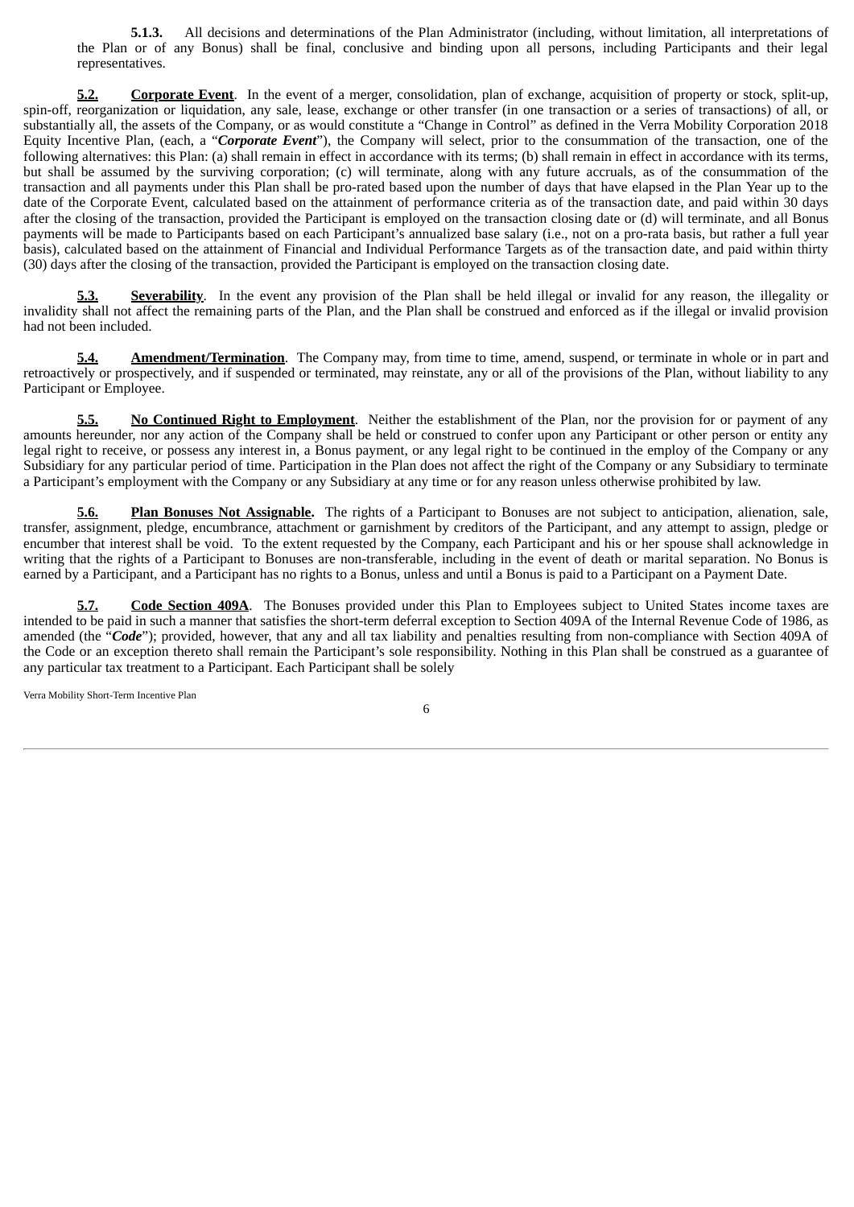**5.1.3.** All decisions and determinations of the Plan Administrator (including, without limitation, all interpretations of the Plan or of any Bonus) shall be final, conclusive and binding upon all persons, including Participants and their legal representatives.

**5.2. Corporate Event**. In the event of a merger, consolidation, plan of exchange, acquisition of property or stock, split-up, spin-off, reorganization or liquidation, any sale, lease, exchange or other transfer (in one transaction or a series of transactions) of all, or substantially all, the assets of the Company, or as would constitute a "Change in Control" as defined in the Verra Mobility Corporation 2018 Equity Incentive Plan, (each, a "***Corporate Event***"), the Company will select, prior to the consummation of the transaction, one of the following alternatives: this Plan: (a) shall remain in effect in accordance with its terms; (b) shall remain in effect in accordance with its terms, but shall be assumed by the surviving corporation; (c) will terminate, along with any future accruals, as of the consummation of the transaction and all payments under this Plan shall be pro-rated based upon the number of days that have elapsed in the Plan Year up to the date of the Corporate Event, calculated based on the attainment of performance criteria as of the transaction date, and paid within 30 days after the closing of the transaction, provided the Participant is employed on the transaction closing date or (d) will terminate, and all Bonus payments will be made to Participants based on each Participant's annualized base salary (i.e., not on a pro-rata basis, but rather a full year basis), calculated based on the attainment of Financial and Individual Performance Targets as of the transaction date, and paid within thirty (30) days after the closing of the transaction, provided the Participant is employed on the transaction closing date.

**5.3. Severability**. In the event any provision of the Plan shall be held illegal or invalid for any reason, the illegality or invalidity shall not affect the remaining parts of the Plan, and the Plan shall be construed and enforced as if the illegal or invalid provision had not been included.

**5.4. Amendment/Termination**. The Company may, from time to time, amend, suspend, or terminate in whole or in part and retroactively or prospectively, and if suspended or terminated, may reinstate, any or all of the provisions of the Plan, without liability to any Participant or Employee.

**5.5. No Continued Right to Employment**. Neither the establishment of the Plan, nor the provision for or payment of any amounts hereunder, nor any action of the Company shall be held or construed to confer upon any Participant or other person or entity any legal right to receive, or possess any interest in, a Bonus payment, or any legal right to be continued in the employ of the Company or any Subsidiary for any particular period of time. Participation in the Plan does not affect the right of the Company or any Subsidiary to terminate a Participant's employment with the Company or any Subsidiary at any time or for any reason unless otherwise prohibited by law.

**5.6. Plan Bonuses Not Assignable.** The rights of a Participant to Bonuses are not subject to anticipation, alienation, sale, transfer, assignment, pledge, encumbrance, attachment or garnishment by creditors of the Participant, and any attempt to assign, pledge or encumber that interest shall be void. To the extent requested by the Company, each Participant and his or her spouse shall acknowledge in writing that the rights of a Participant to Bonuses are non-transferable, including in the event of death or marital separation. No Bonus is earned by a Participant, and a Participant has no rights to a Bonus, unless and until a Bonus is paid to a Participant on a Payment Date.

**5.7. Code Section 409A**. The Bonuses provided under this Plan to Employees subject to United States income taxes are intended to be paid in such a manner that satisfies the short-term deferral exception to Section 409A of the Internal Revenue Code of 1986, as amended (the "***Code***"); provided, however, that any and all tax liability and penalties resulting from non-compliance with Section 409A of the Code or an exception thereto shall remain the Participant's sole responsibility. Nothing in this Plan shall be construed as a guarantee of any particular tax treatment to a Participant. Each Participant shall be solely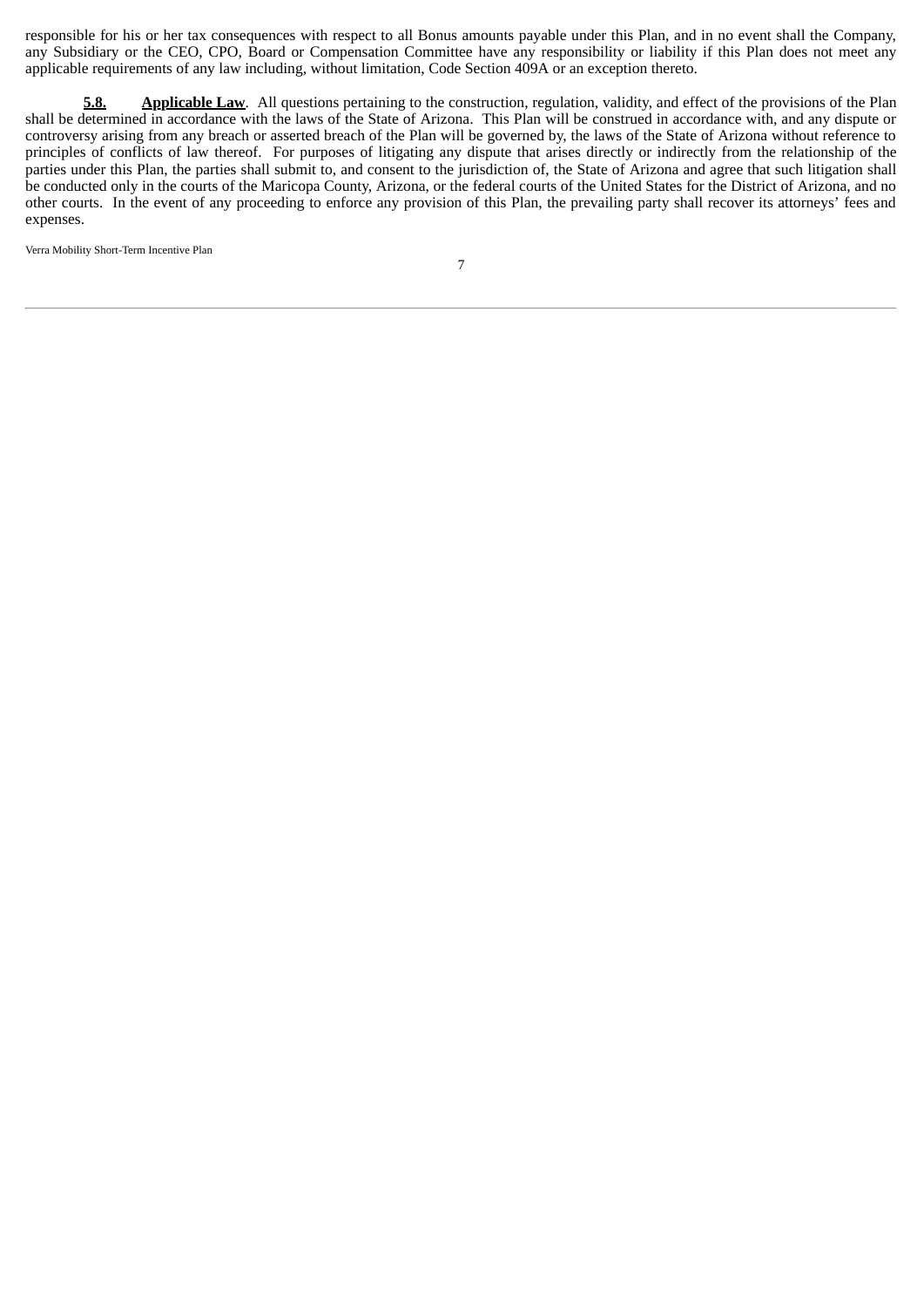responsible for his or her tax consequences with respect to all Bonus amounts payable under this Plan, and in no event shall the Company, any Subsidiary or the CEO, CPO, Board or Compensation Committee have any responsibility or liability if this Plan does not meet any applicable requirements of any law including, without limitation, Code Section 409A or an exception thereto.

**5.8.** **Applicable Law**. All questions pertaining to the construction, regulation, validity, and effect of the provisions of the Plan shall be determined in accordance with the laws of the State of Arizona. This Plan will be construed in accordance with, and any dispute or controversy arising from any breach or asserted breach of the Plan will be governed by, the laws of the State of Arizona without reference to principles of conflicts of law thereof. For purposes of litigating any dispute that arises directly or indirectly from the relationship of the parties under this Plan, the parties shall submit to, and consent to the jurisdiction of, the State of Arizona and agree that such litigation shall be conducted only in the courts of the Maricopa County, Arizona, or the federal courts of the United States for the District of Arizona, and no other courts. In the event of any proceeding to enforce any provision of this Plan, the prevailing party shall recover its attorneys' fees and expenses.